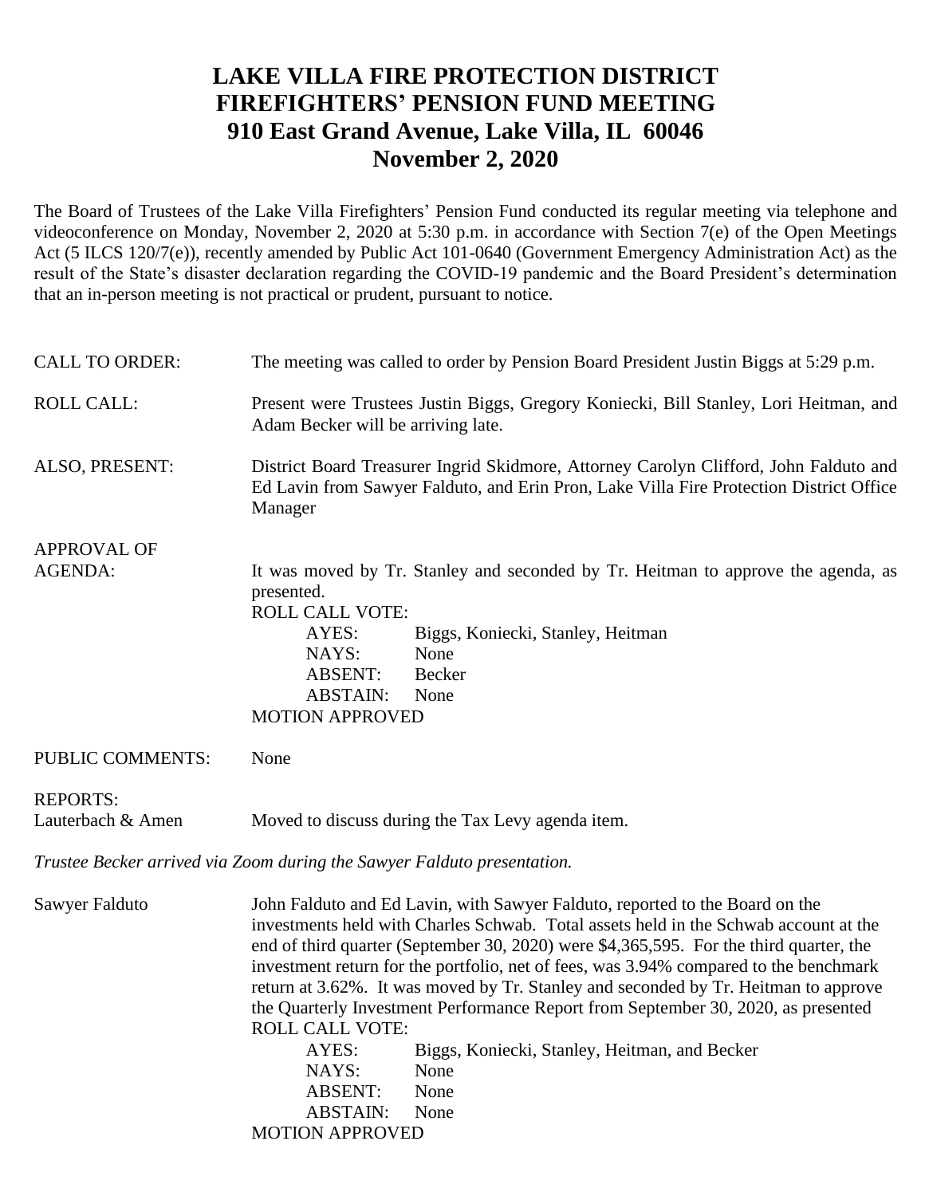# LAKE VILLA FIRE PROTECTION DISTRICT
# FIREFIGHTERS' PENSION FUND MEETING
# 910 East Grand Avenue, Lake Villa, IL 60046
# November 2, 2020

The Board of Trustees of the Lake Villa Firefighters' Pension Fund conducted its regular meeting via telephone and videoconference on Monday, November 2, 2020 at 5:30 p.m. in accordance with Section 7(e) of the Open Meetings Act (5 ILCS 120/7(e)), recently amended by Public Act 101-0640 (Government Emergency Administration Act) as the result of the State's disaster declaration regarding the COVID-19 pandemic and the Board President's determination that an in-person meeting is not practical or prudent, pursuant to notice.

**CALL TO ORDER:** The meeting was called to order by Pension Board President Justin Biggs at 5:29 p.m.

**ROLL CALL:** Present were Trustees Justin Biggs, Gregory Koniecki, Bill Stanley, Lori Heitman, and Adam Becker will be arriving late.

**ALSO, PRESENT:** District Board Treasurer Ingrid Skidmore, Attorney Carolyn Clifford, John Falduto and Ed Lavin from Sawyer Falduto, and Erin Pron, Lake Villa Fire Protection District Office Manager

**APPROVAL OF AGENDA:** It was moved by Tr. Stanley and seconded by Tr. Heitman to approve the agenda, as presented.

ROLL CALL VOTE:

- AYES: Biggs, Koniecki, Stanley, Heitman
- NAYS: None
- ABSENT: Becker
- ABSTAIN: None

MOTION APPROVED

**PUBLIC COMMENTS:** None

**REPORTS:**

**Lauterbach & Amen** Moved to discuss during the Tax Levy agenda item.

*Trustee Becker arrived via Zoom during the Sawyer Falduto presentation.*

**Sawyer Falduto** John Falduto and Ed Lavin, with Sawyer Falduto, reported to the Board on the investments held with Charles Schwab. Total assets held in the Schwab account at the end of third quarter (September 30, 2020) were $4,365,595. For the third quarter, the investment return for the portfolio, net of fees, was 3.94% compared to the benchmark return at 3.62%. It was moved by Tr. Stanley and seconded by Tr. Heitman to approve the Quarterly Investment Performance Report from September 30, 2020, as presented

ROLL CALL VOTE:

- AYES: Biggs, Koniecki, Stanley, Heitman, and Becker
- NAYS: None
- ABSENT: None
- ABSTAIN: None

MOTION APPROVED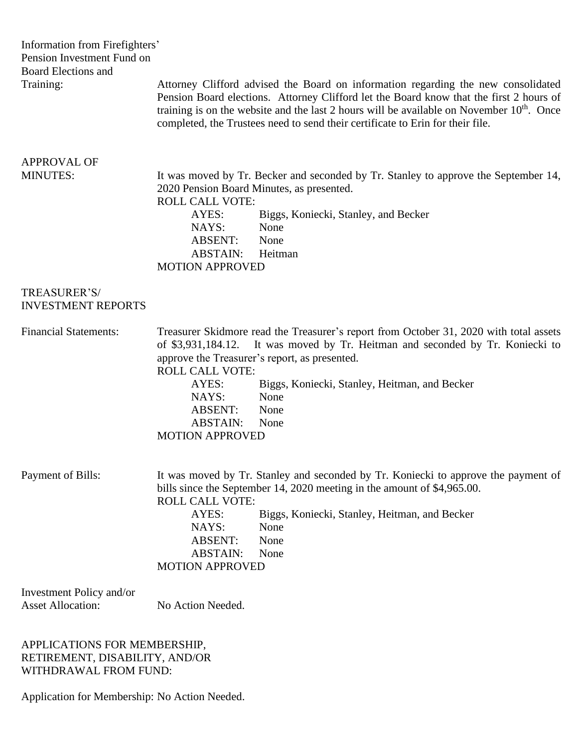**Information from Firefighters' Pension Investment Fund on Board Elections and Training:**

Attorney Clifford advised the Board on information regarding the new consolidated Pension Board elections. Attorney Clifford let the Board know that the first 2 hours of training is on the website and the last 2 hours will be available on November 10th. Once completed, the Trustees need to send their certificate to Erin for their file.

**APPROVAL OF MINUTES:**

It was moved by Tr. Becker and seconded by Tr. Stanley to approve the September 14, 2020 Pension Board Minutes, as presented.

ROLL CALL VOTE:

- AYES: Biggs, Koniecki, Stanley, and Becker
- NAYS: None
- ABSENT: None
- ABSTAIN: Heitman

MOTION APPROVED

**TREASURER'S/ INVESTMENT REPORTS**

**Financial Statements:**

Treasurer Skidmore read the Treasurer's report from October 31, 2020 with total assets of $3,931,184.12. It was moved by Tr. Heitman and seconded by Tr. Koniecki to approve the Treasurer's report, as presented.

ROLL CALL VOTE:

- AYES: Biggs, Koniecki, Stanley, Heitman, and Becker
- NAYS: None
- ABSENT: None
- ABSTAIN: None

MOTION APPROVED

**Payment of Bills:**

It was moved by Tr. Stanley and seconded by Tr. Koniecki to approve the payment of bills since the September 14, 2020 meeting in the amount of $4,965.00.

ROLL CALL VOTE:

- AYES: Biggs, Koniecki, Stanley, Heitman, and Becker
- NAYS: None
- ABSENT: None
- ABSTAIN: None

MOTION APPROVED

**Investment Policy and/or Asset Allocation:** No Action Needed.

**APPLICATIONS FOR MEMBERSHIP, RETIREMENT, DISABILITY, AND/OR WITHDRAWAL FROM FUND:**

Application for Membership: No Action Needed.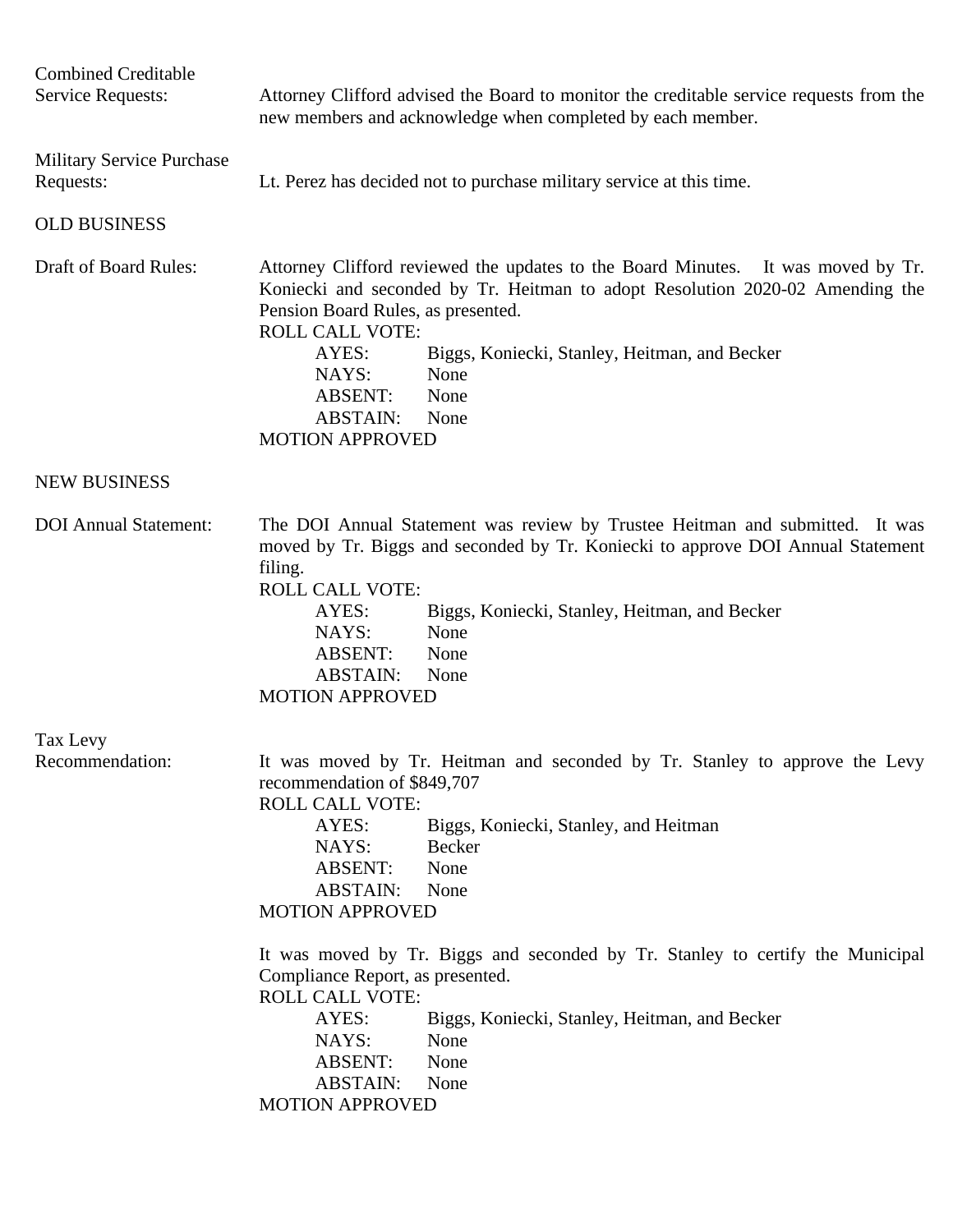**Combined Creditable Service Requests:** Attorney Clifford advised the Board to monitor the creditable service requests from the new members and acknowledge when completed by each member.

**Military Service Purchase Requests:** Lt. Perez has decided not to purchase military service at this time.

## OLD BUSINESS

**Draft of Board Rules:** Attorney Clifford reviewed the updates to the Board Minutes. It was moved by Tr. Koniecki and seconded by Tr. Heitman to adopt Resolution 2020-02 Amending the Pension Board Rules, as presented.

ROLL CALL VOTE:

- AYES: Biggs, Koniecki, Stanley, Heitman, and Becker
- NAYS: None
- ABSENT: None
- ABSTAIN: None

MOTION APPROVED

## NEW BUSINESS

**DOI Annual Statement:** The DOI Annual Statement was review by Trustee Heitman and submitted. It was moved by Tr. Biggs and seconded by Tr. Koniecki to approve DOI Annual Statement filing.

ROLL CALL VOTE:

- AYES: Biggs, Koniecki, Stanley, Heitman, and Becker
- NAYS: None
- ABSENT: None
- ABSTAIN: None

MOTION APPROVED

**Tax Levy Recommendation:** It was moved by Tr. Heitman and seconded by Tr. Stanley to approve the Levy recommendation of $849,707

ROLL CALL VOTE:

- AYES: Biggs, Koniecki, Stanley, and Heitman
- NAYS: Becker
- ABSENT: None
- ABSTAIN: None

MOTION APPROVED

It was moved by Tr. Biggs and seconded by Tr. Stanley to certify the Municipal Compliance Report, as presented.

ROLL CALL VOTE:

- AYES: Biggs, Koniecki, Stanley, Heitman, and Becker
- NAYS: None
- ABSENT: None
- ABSTAIN: None

MOTION APPROVED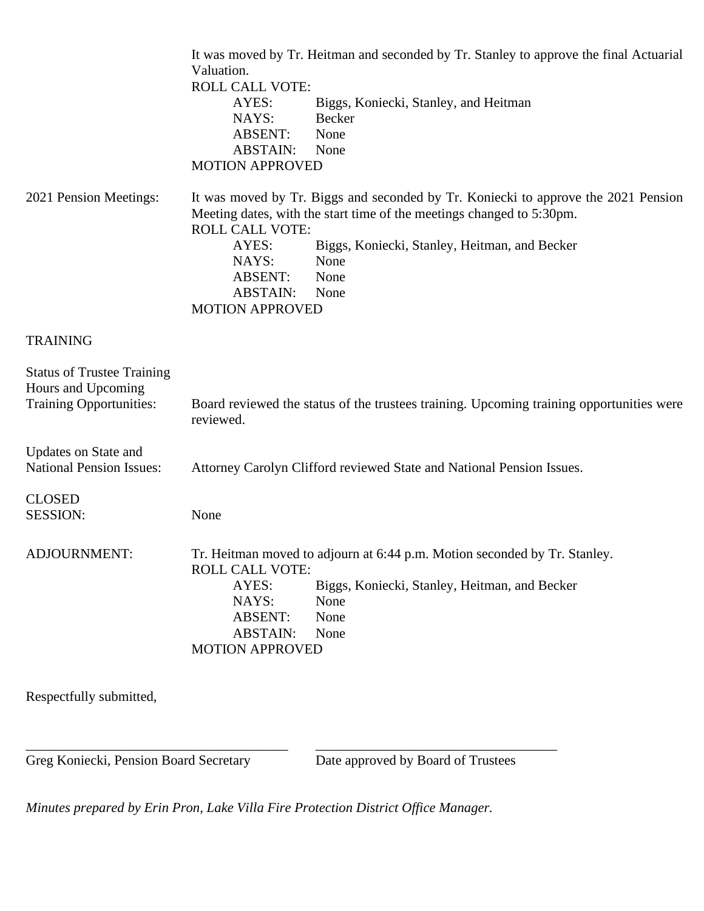It was moved by Tr. Heitman and seconded by Tr. Stanley to approve the final Actuarial Valuation.

ROLL CALL VOTE:

AYES: Biggs, Koniecki, Stanley, and Heitman
NAYS: Becker
ABSENT: None
ABSTAIN: None

MOTION APPROVED

2021 Pension Meetings: It was moved by Tr. Biggs and seconded by Tr. Koniecki to approve the 2021 Pension Meeting dates, with the start time of the meetings changed to 5:30pm.

ROLL CALL VOTE:

AYES: Biggs, Koniecki, Stanley, Heitman, and Becker
NAYS: None
ABSENT: None
ABSTAIN: None

MOTION APPROVED

TRAINING

Status of Trustee Training Hours and Upcoming Training Opportunities: Board reviewed the status of the trustees training. Upcoming training opportunities were reviewed.

Updates on State and National Pension Issues: Attorney Carolyn Clifford reviewed State and National Pension Issues.

CLOSED SESSION: None

ADJOURNMENT: Tr. Heitman moved to adjourn at 6:44 p.m. Motion seconded by Tr. Stanley.

ROLL CALL VOTE:

AYES: Biggs, Koniecki, Stanley, Heitman, and Becker
NAYS: None
ABSENT: None
ABSTAIN: None

MOTION APPROVED

Respectfully submitted,

\_\_\_\_\_\_\_\_\_\_\_\_\_\_\_\_\_\_\_\_\_\_\_\_\_\_\_\_\_\_\_\_\_\_\_\_\_\_ \_\_\_\_\_\_\_\_\_\_\_\_\_\_\_\_\_\_\_\_\_\_\_\_\_\_\_\_\_\_\_\_\_\_\_\_

Greg Koniecki, Pension Board Secretary Date approved by Board of Trustees

*Minutes prepared by Erin Pron, Lake Villa Fire Protection District Office Manager.*